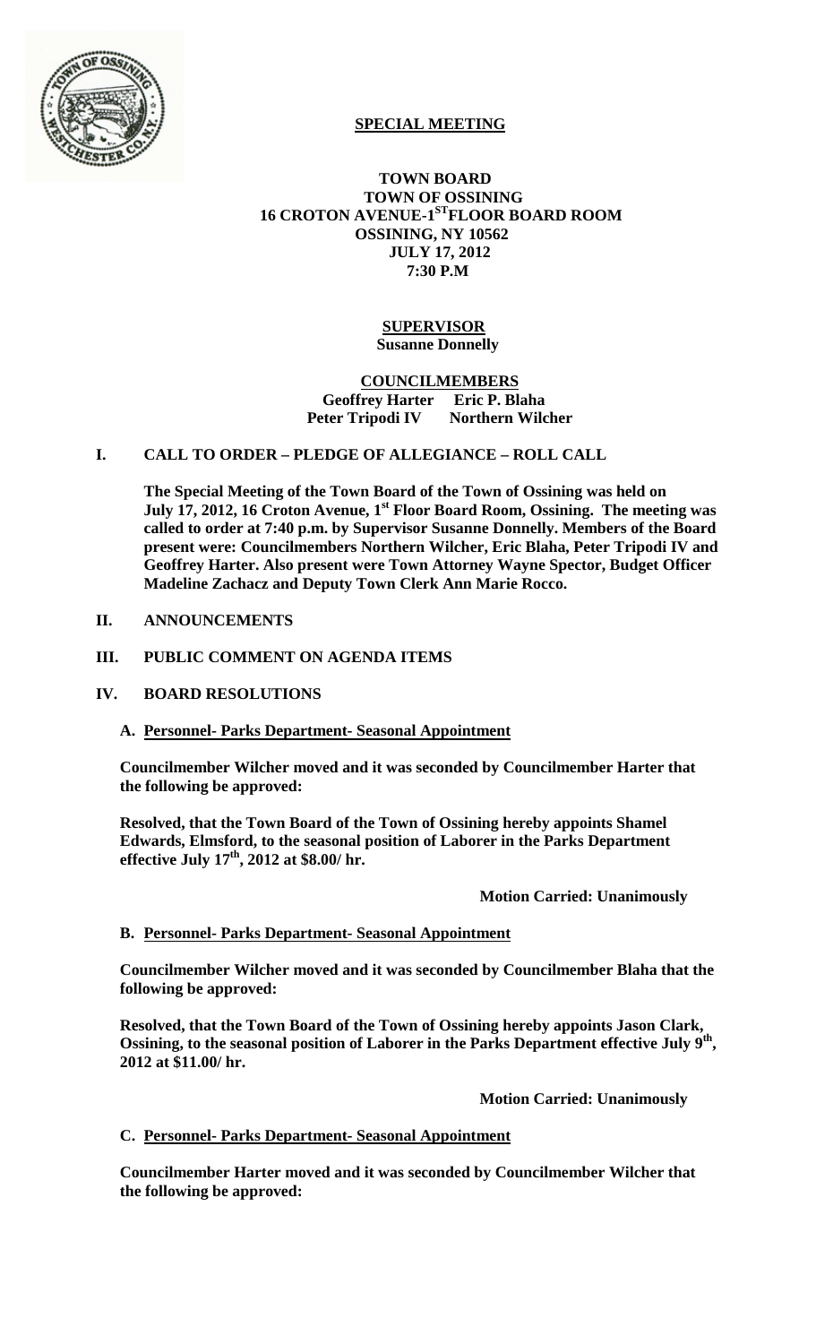**SPECIAL MEETING**

**TOWN BOARD**
**TOWN OF OSSINING**
**16 CROTON AVENUE-1ST FLOOR BOARD ROOM**
**OSSINING, NY 10562**
**JULY 17, 2012**
**7:30 P.M**

**SUPERVISOR**
**Susanne Donnelly**

**COUNCILMEMBERS**
**Geoffrey Harter Eric P. Blaha**
**Peter Tripodi IV Northern Wilcher**

## I. CALL TO ORDER – PLEDGE OF ALLEGIANCE – ROLL CALL

**The Special Meeting of the Town Board of the Town of Ossining was held on July 17, 2012, 16 Croton Avenue, 1st Floor Board Room, Ossining. The meeting was called to order at 7:40 p.m. by Supervisor Susanne Donnelly. Members of the Board present were: Councilmembers Northern Wilcher, Eric Blaha, Peter Tripodi IV and Geoffrey Harter. Also present were Town Attorney Wayne Spector, Budget Officer Madeline Zachacz and Deputy Town Clerk Ann Marie Rocco.**

## II. ANNOUNCEMENTS

## III. PUBLIC COMMENT ON AGENDA ITEMS

## IV. BOARD RESOLUTIONS

### A. Personnel- Parks Department- Seasonal Appointment

**Councilmember Wilcher moved and it was seconded by Councilmember Harter that the following be approved:**

**Resolved, that the Town Board of the Town of Ossining hereby appoints Shamel Edwards, Elmsford, to the seasonal position of Laborer in the Parks Department effective July 17th, 2012 at $8.00/ hr.**

**Motion Carried: Unanimously**

### B. Personnel- Parks Department- Seasonal Appointment

**Councilmember Wilcher moved and it was seconded by Councilmember Blaha that the following be approved:**

**Resolved, that the Town Board of the Town of Ossining hereby appoints Jason Clark, Ossining, to the seasonal position of Laborer in the Parks Department effective July 9th, 2012 at $11.00/ hr.**

**Motion Carried: Unanimously**

### C. Personnel- Parks Department- Seasonal Appointment

**Councilmember Harter moved and it was seconded by Councilmember Wilcher that the following be approved:**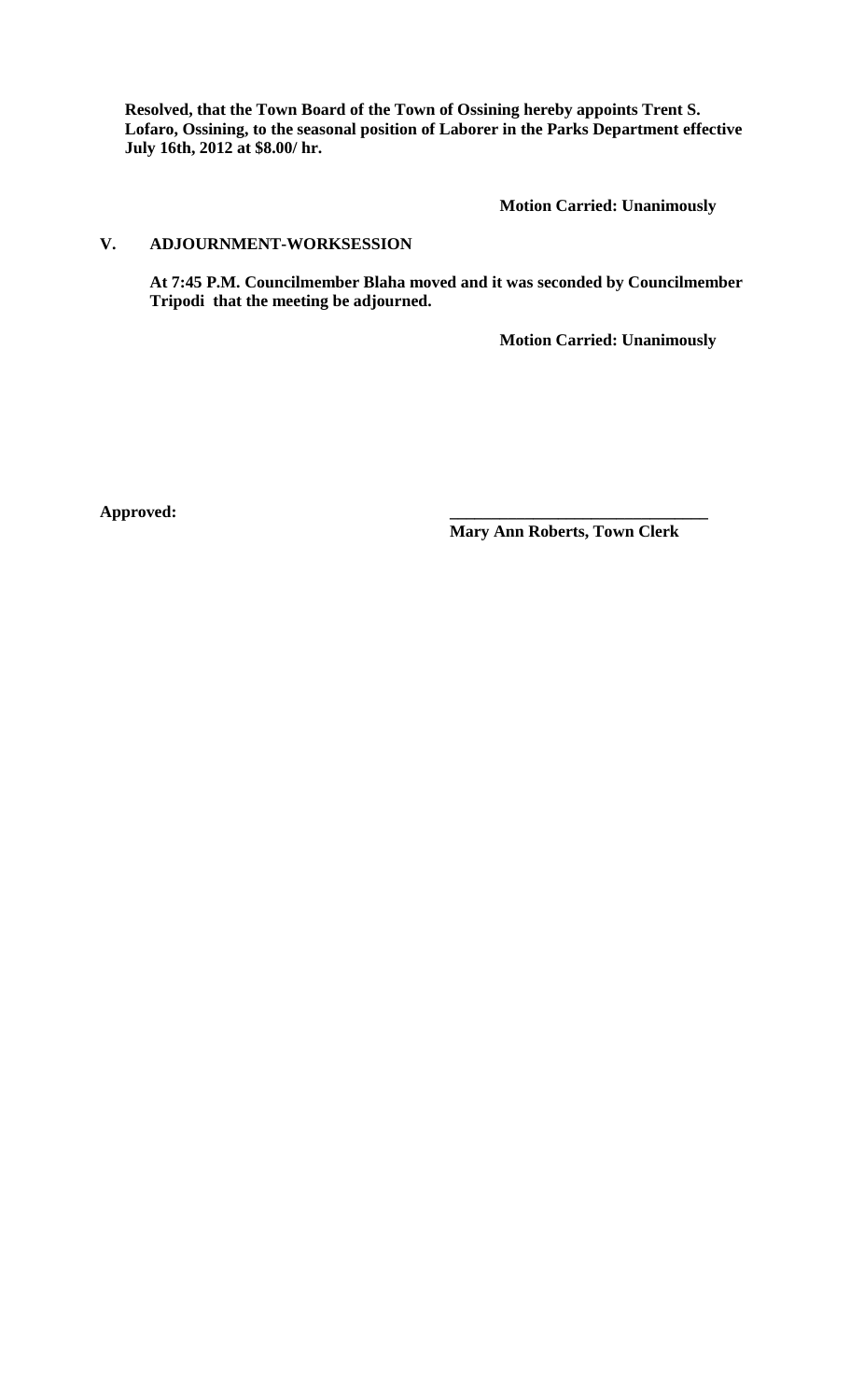**Resolved, that the Town Board of the Town of Ossining hereby appoints Trent S. Lofaro, Ossining, to the seasonal position of Laborer in the Parks Department effective July 16th, 2012 at $8.00/ hr.**

**Motion Carried: Unanimously**

## V. ADJOURNMENT-WORKSESSION

**At 7:45 P.M. Councilmember Blaha moved and it was seconded by Councilmember Tripodi that the meeting be adjourned.**

**Motion Carried: Unanimously**

**Approved:** \_\_\_\_\_\_\_\_\_\_\_\_\_\_\_\_\_\_\_\_\_\_\_\_\_\_\_\_\_\_

**Mary Ann Roberts, Town Clerk**